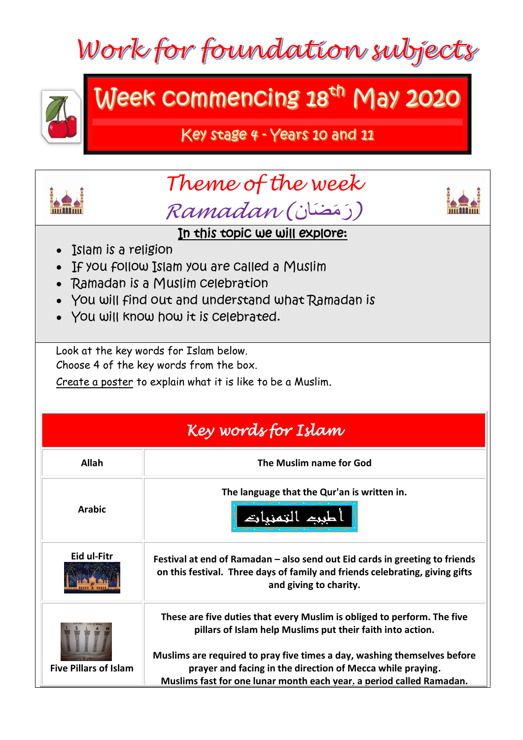# Work for foundation subjects

## Week commencing 18th May 2020

### Key stage 4 - Years 10 and 11

## *Theme of the week*
## *Ramadan (رَمَضَان)*

**In this topic we will explore:**

- Islam is a religion
- If you follow Islam you are called a Muslim
- Ramadan is a Muslim celebration
- You will find out and understand what Ramadan is
- You will know how it is celebrated.

Look at the key words for Islam below.
Choose 4 of the key words from the box.
Create a poster to explain what it is like to be a Muslim.

| *Key words for Islam* | |
|---|---|
| **Allah** | **The Muslim name for God** |
| **Arabic** | **The language that the Qur'an is written in.** أطيب التمنيات |
| **Eid ul-Fitr** | **Festival at end of Ramadan – also send out Eid cards in greeting to friends on this festival. Three days of family and friends celebrating, giving gifts and giving to charity.** |
| **Five Pillars of Islam** | **These are five duties that every Muslim is obliged to perform. The five pillars of Islam help Muslims put their faith into action.**<br><br>**Muslims are required to pray five times a day, washing themselves before prayer and facing in the direction of Mecca while praying.**<br>**Muslims fast for one lunar month each year, a period called Ramadan.** |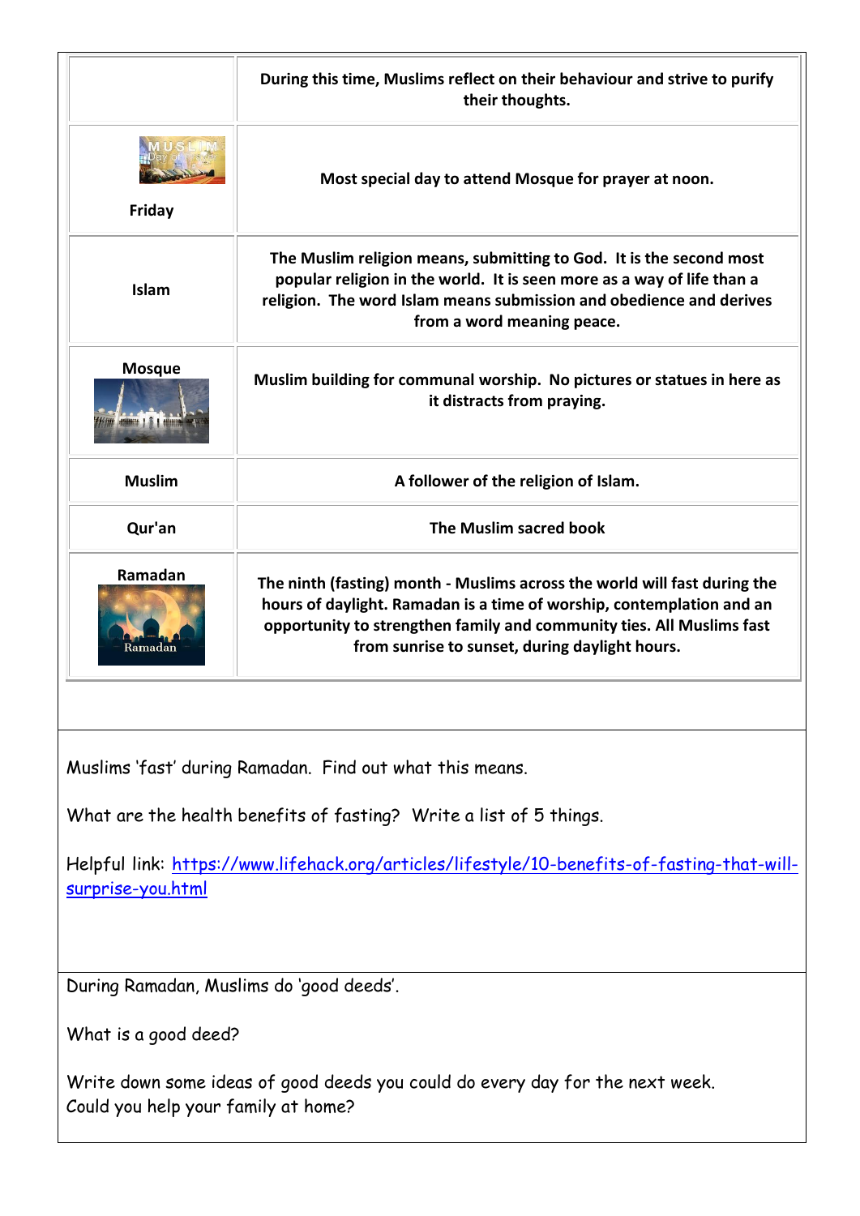| | |
|---|---|
| | During this time, Muslims reflect on their behaviour and strive to purify their thoughts. |
| Friday | Most special day to attend Mosque for prayer at noon. |
| Islam | The Muslim religion means, submitting to God. It is the second most popular religion in the world. It is seen more as a way of life than a religion. The word Islam means submission and obedience and derives from a word meaning peace. |
| Mosque | Muslim building for communal worship. No pictures or statues in here as it distracts from praying. |
| Muslim | A follower of the religion of Islam. |
| Qur'an | The Muslim sacred book |
| Ramadan | The ninth (fasting) month - Muslims across the world will fast during the hours of daylight. Ramadan is a time of worship, contemplation and an opportunity to strengthen family and community ties. All Muslims fast from sunrise to sunset, during daylight hours. |

Muslims 'fast' during Ramadan. Find out what this means.

What are the health benefits of fasting? Write a list of 5 things.

Helpful link: https://www.lifehack.org/articles/lifestyle/10-benefits-of-fasting-that-will-surprise-you.html

During Ramadan, Muslims do 'good deeds'.

What is a good deed?

Write down some ideas of good deeds you could do every day for the next week.
Could you help your family at home?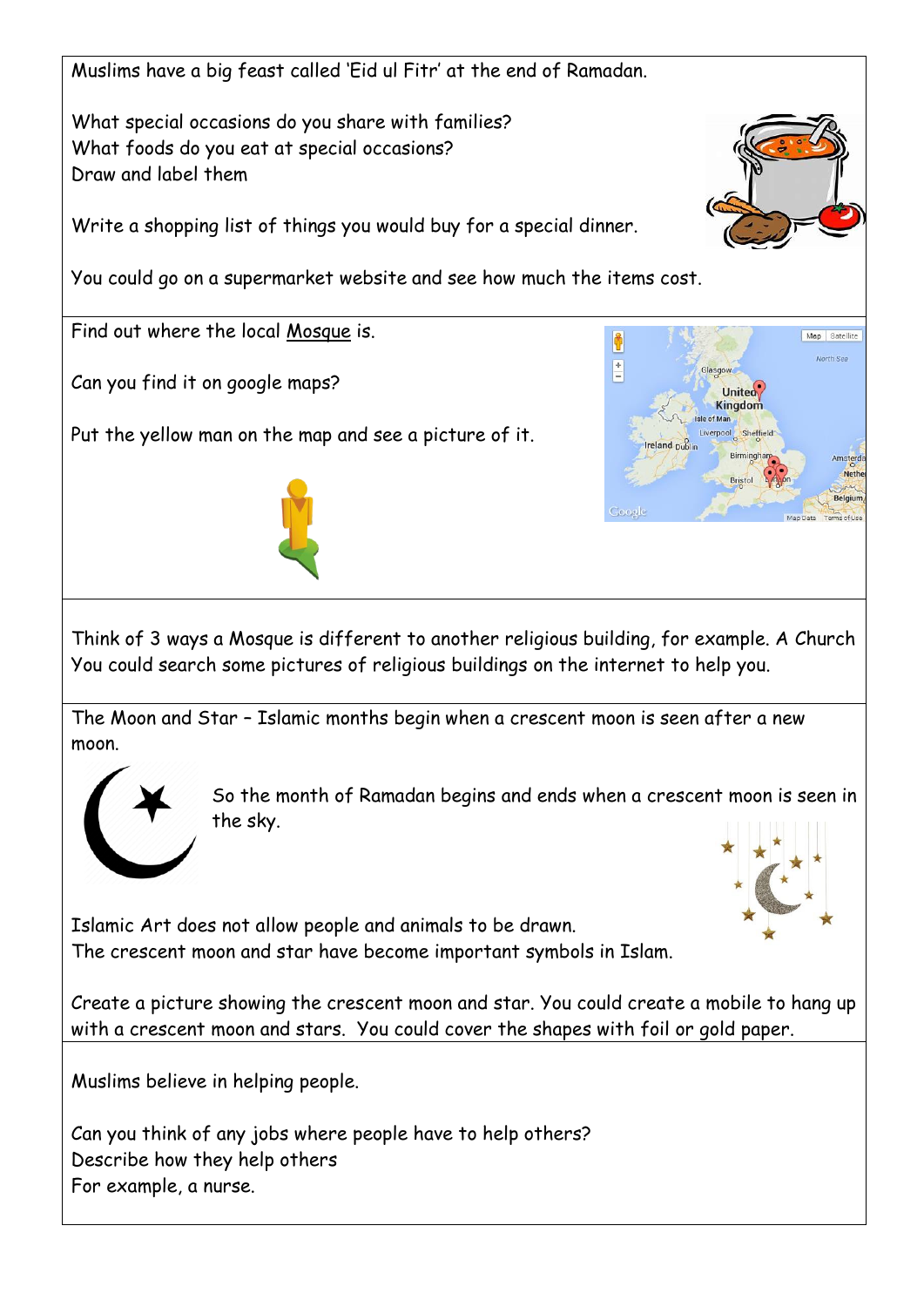Muslims have a big feast called 'Eid ul Fitr' at the end of Ramadan.

What special occasions do you share with families?
What foods do you eat at special occasions?
Draw and label them

Write a shopping list of things you would buy for a special dinner.

You could go on a supermarket website and see how much the items cost.

---

Find out where the local Mosque is.

Can you find it on google maps?

Put the yellow man on the map and see a picture of it.

---

Think of 3 ways a Mosque is different to another religious building, for example. A Church
You could search some pictures of religious buildings on the internet to help you.

---

The Moon and Star – Islamic months begin when a crescent moon is seen after a new moon.

So the month of Ramadan begins and ends when a crescent moon is seen in the sky.

Islamic Art does not allow people and animals to be drawn.
The crescent moon and star have become important symbols in Islam.

Create a picture showing the crescent moon and star. You could create a mobile to hang up with a crescent moon and stars. You could cover the shapes with foil or gold paper.

---

Muslims believe in helping people.

Can you think of any jobs where people have to help others?
Describe how they help others
For example, a nurse.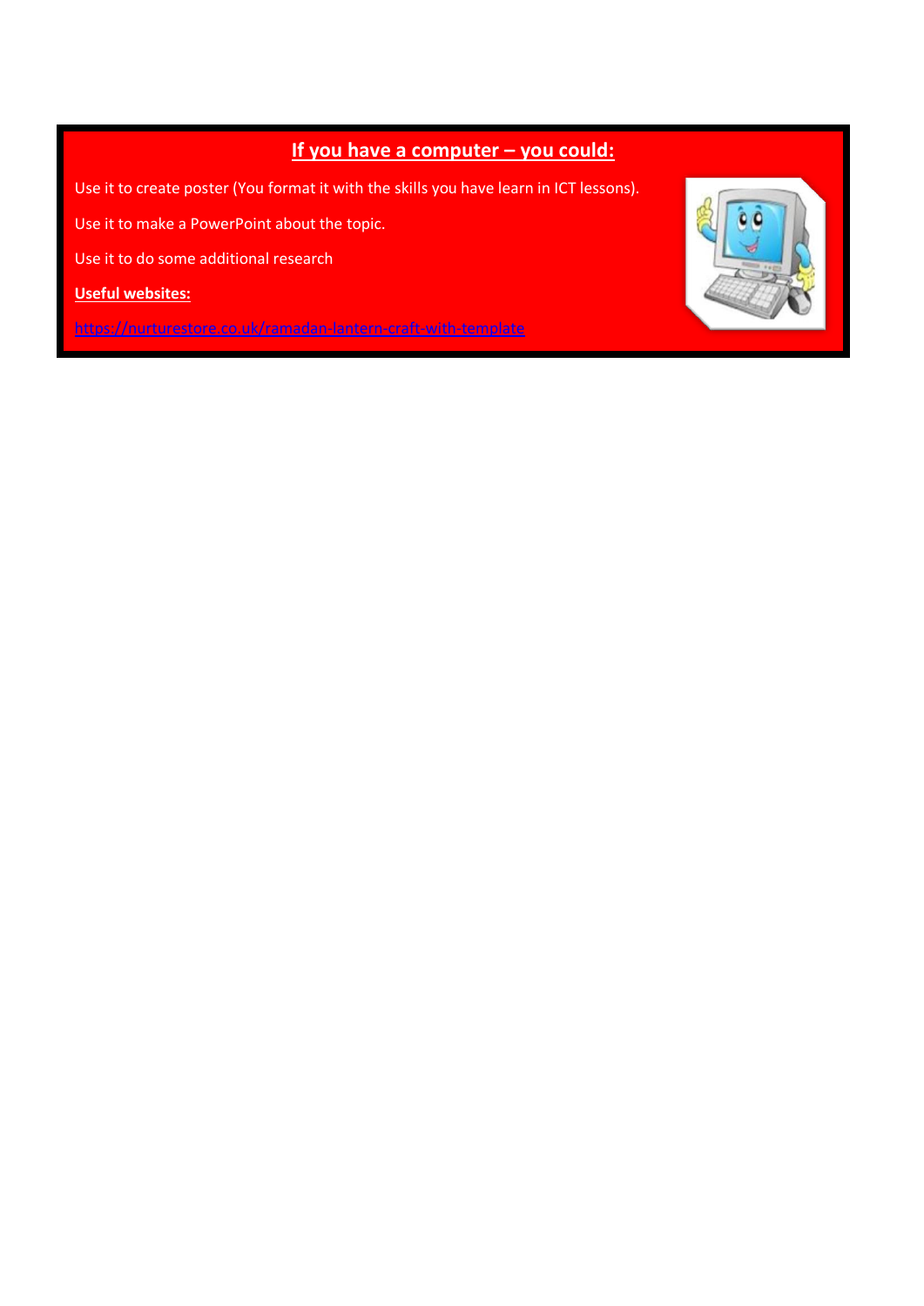## If you have a computer – you could:

Use it to create poster (You format it with the skills you have learn in ICT lessons).

Use it to make a PowerPoint about the topic.

Use it to do some additional research

**Useful websites:**

https://nurturestore.co.uk/ramadan-lantern-craft-with-template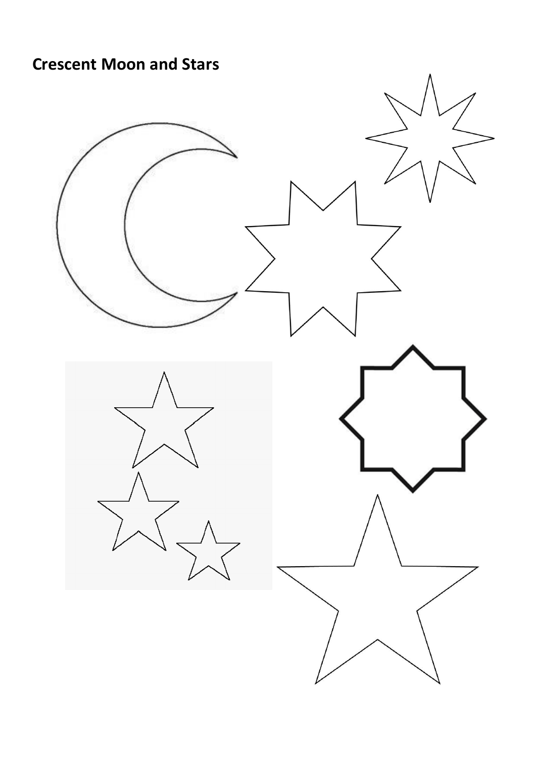**Crescent Moon and Stars**